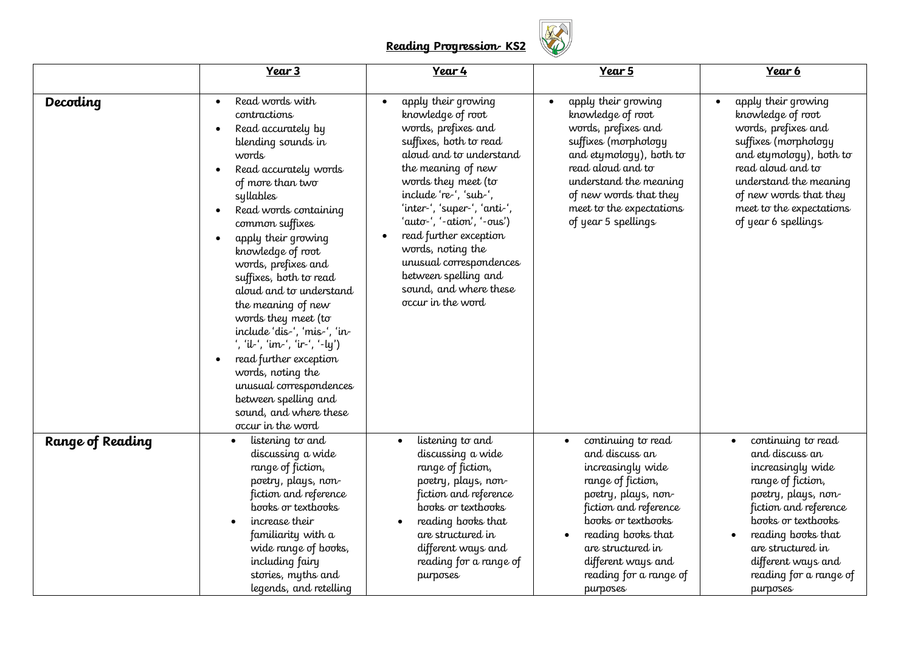# Reading Progression- KS2

| | Year 3 | Year 4 | Year 5 | Year 6 |
|---|---|---|---|---|
| **Decoding** | • Read words with contractions<br>• Read accurately by blending sounds in words<br>• Read accurately words of more than two syllables<br>• Read words containing common suffixes<br>• apply their growing knowledge of root words, prefixes and suffixes, both to read aloud and to understand the meaning of new words they meet (to include 'dis-', 'mis-', 'in-', 'il-', 'im-', 'ir-', '-ly')<br>• read further exception words, noting the unusual correspondences between spelling and sound, and where these occur in the word | • apply their growing knowledge of root words, prefixes and suffixes, both to read aloud and to understand the meaning of new words they meet (to include 're-', 'sub-', 'inter-', 'super-', 'anti-', 'auto-', '-ation', '-ous')<br>• read further exception words, noting the unusual correspondences between spelling and sound, and where these occur in the word | • apply their growing knowledge of root words, prefixes and suffixes (morphology and etymology), both to read aloud and to understand the meaning of new words that they meet to the expectations of year 5 spellings | • apply their growing knowledge of root words, prefixes and suffixes (morphology and etymology), both to read aloud and to understand the meaning of new words that they meet to the expectations of year 6 spellings |
| **Range of Reading** | • listening to and discussing a wide range of fiction, poetry, plays, non-fiction and reference books or textbooks<br>• increase their familiarity with a wide range of books, including fairy stories, myths and legends, and retelling | • listening to and discussing a wide range of fiction, poetry, plays, non-fiction and reference books or textbooks<br>• reading books that are structured in different ways and reading for a range of purposes | • continuing to read and discuss an increasingly wide range of fiction, poetry, plays, non-fiction and reference books or textbooks<br>• reading books that are structured in different ways and reading for a range of purposes | • continuing to read and discuss an increasingly wide range of fiction, poetry, plays, non-fiction and reference books or textbooks<br>• reading books that are structured in different ways and reading for a range of purposes |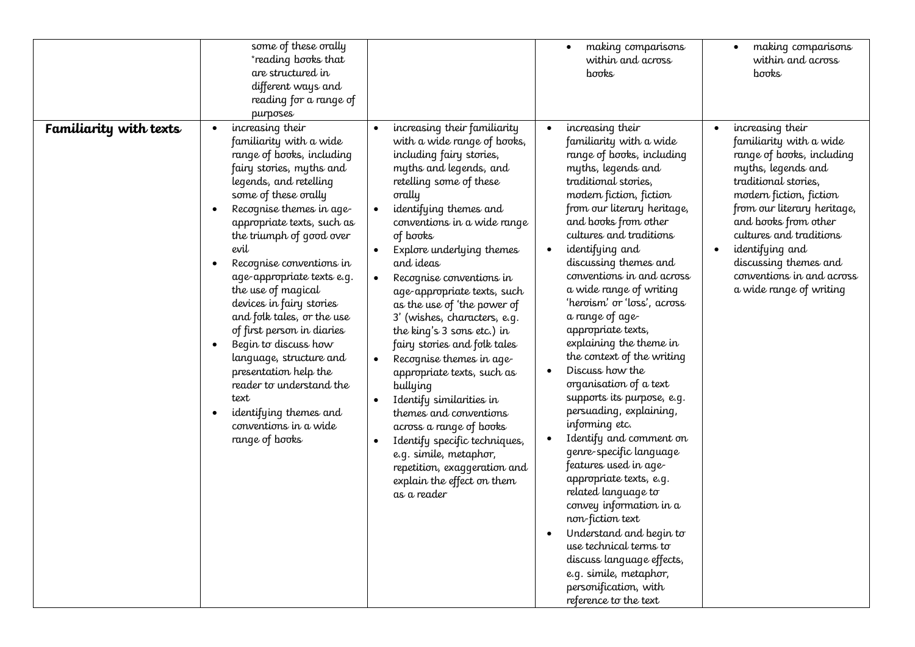| | | | | |
|---|---|---|---|---|
| | some of these orally<br>*reading books that are structured in different ways and reading for a range of purposes | | • making comparisons within and across books | • making comparisons within and across books |
| **Familiarity with texts** | • increasing their familiarity with a wide range of books, including fairy stories, myths and legends, and retelling some of these orally<br>• Recognise themes in age-appropriate texts, such as the triumph of good over evil<br>• Recognise conventions in age-appropriate texts e.g. the use of magical devices in fairy stories and folk tales, or the use of first person in diaries<br>• Begin to discuss how language, structure and presentation help the reader to understand the text<br>• identifying themes and conventions in a wide range of books | • increasing their familiarity with a wide range of books, including fairy stories, myths and legends, and retelling some of these orally<br>• identifying themes and conventions in a wide range of books<br>• Explore underlying themes and ideas<br>• Recognise conventions in age-appropriate texts, such as the use of 'the power of 3' (wishes, characters, e.g. the king's 3 sons etc.) in fairy stories and folk tales<br>• Recognise themes in age-appropriate texts, such as bullying<br>• Identify similarities in themes and conventions across a range of books<br>• Identify specific techniques, e.g. simile, metaphor, repetition, exaggeration and explain the effect on them as a reader | • increasing their familiarity with a wide range of books, including myths, legends and traditional stories, modern fiction, fiction from our literary heritage, and books from other cultures and traditions<br>• identifying and discussing themes and conventions in and across a wide range of writing 'heroism' or 'loss', across a range of age-appropriate texts, explaining the theme in the context of the writing<br>• Discuss how the organisation of a text supports its purpose, e.g. persuading, explaining, informing etc.<br>• Identify and comment on genre-specific language features used in age-appropriate texts, e.g. related language to convey information in a non-fiction text<br>• Understand and begin to use technical terms to discuss language effects, e.g. simile, metaphor, personification, with reference to the text | • increasing their familiarity with a wide range of books, including myths, legends and traditional stories, modern fiction, fiction from our literary heritage, and books from other cultures and traditions<br>• identifying and discussing themes and conventions in and across a wide range of writing |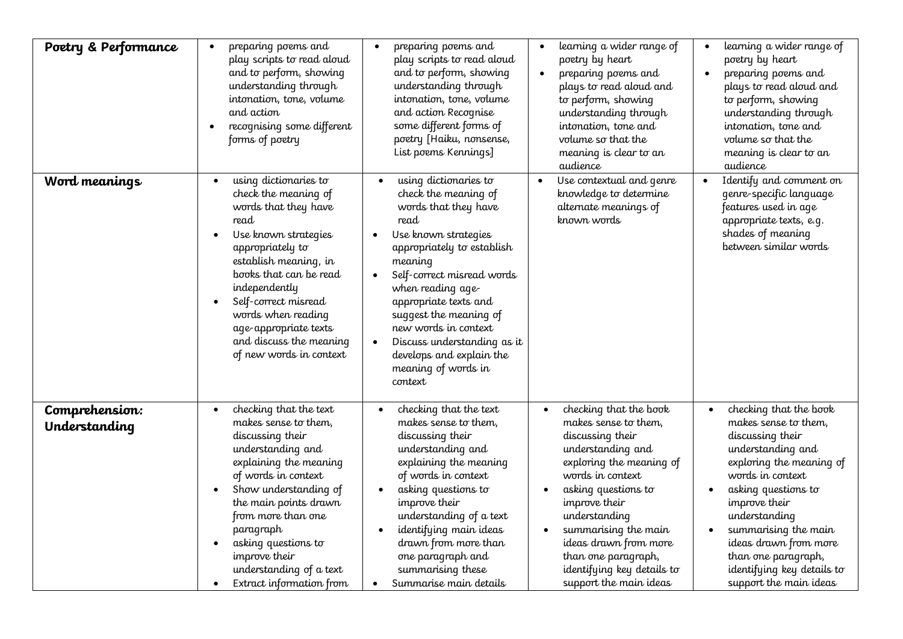| **Poetry & Performance** | <ul><li>preparing poems and play scripts to read aloud and to perform, showing understanding through intonation, tone, volume and action</li><li>recognising some different forms of poetry</li></ul> | <ul><li>preparing poems and play scripts to read aloud and to perform, showing understanding through intonation, tone, volume and action Recognise some different forms of poetry [Haiku, nonsense, List poems Kennings]</li></ul> | <ul><li>learning a wider range of poetry by heart</li><li>preparing poems and plays to read aloud and to perform, showing understanding through intonation, tone and volume so that the meaning is clear to an audience</li></ul> | <ul><li>learning a wider range of poetry by heart</li><li>preparing poems and plays to read aloud and to perform, showing understanding through intonation, tone and volume so that the meaning is clear to an audience</li></ul> |
|---|---|---|---|---|
| **Word meanings** | <ul><li>using dictionaries to check the meaning of words that they have read</li><li>Use known strategies appropriately to establish meaning, in books that can be read independently</li><li>Self-correct misread words when reading age-appropriate texts and discuss the meaning of new words in context</li></ul> | <ul><li>using dictionaries to check the meaning of words that they have read</li><li>Use known strategies appropriately to establish meaning</li><li>Self-correct misread words when reading age-appropriate texts and suggest the meaning of new words in context</li><li>Discuss understanding as it develops and explain the meaning of words in context</li></ul> | <ul><li>Use contextual and genre knowledge to determine alternate meanings of known words</li></ul> | <ul><li>Identify and comment on genre-specific language features used in age appropriate texts, e.g. shades of meaning between similar words</li></ul> |
| **Comprehension: Understanding** | <ul><li>checking that the text makes sense to them, discussing their understanding and explaining the meaning of words in context</li><li>Show understanding of the main points drawn from more than one paragraph</li><li>asking questions to improve their understanding of a text</li><li>Extract information from</li></ul> | <ul><li>checking that the text makes sense to them, discussing their understanding and explaining the meaning of words in context</li><li>asking questions to improve their understanding of a text</li><li>identifying main ideas drawn from more than one paragraph and summarising these</li><li>Summarise main details</li></ul> | <ul><li>checking that the book makes sense to them, discussing their understanding and exploring the meaning of words in context</li><li>asking questions to improve their understanding</li><li>summarising the main ideas drawn from more than one paragraph, identifying key details to support the main ideas</li></ul> | <ul><li>checking that the book makes sense to them, discussing their understanding and exploring the meaning of words in context</li><li>asking questions to improve their understanding</li><li>summarising the main ideas drawn from more than one paragraph, identifying key details to support the main ideas</li></ul> |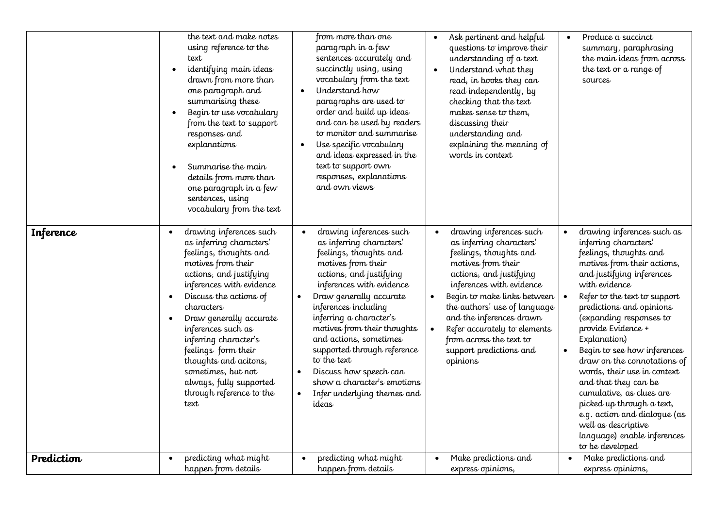|  |  |  |  |  |
|---|---|---|---|---|
|  | the text and make notes using reference to the text<br>• identifying main ideas drawn from more than one paragraph and summarising these<br>• Begin to use vocabulary from the text to support responses and explanations<br>• Summarise the main details from more than one paragraph in a few sentences, using vocabulary from the text | from more than one paragraph in a few sentences accurately and succinctly using, using vocabulary from the text<br>• Understand how paragraphs are used to order and build up ideas and can be used by readers to monitor and summarise<br>• Use specific vocabulary and ideas expressed in the text to support own responses, explanations and own views | • Ask pertinent and helpful questions to improve their understanding of a text<br>• Understand what they read, in books they can read independently, by checking that the text makes sense to them, discussing their understanding and explaining the meaning of words in context | • Produce a succinct summary, paraphrasing the main ideas from across the text or a range of sources |
| **Inference** | • drawing inferences such as inferring characters' feelings, thoughts and motives from their actions, and justifying inferences with evidence<br>• Discuss the actions of characters<br>• Draw generally accurate inferences such as inferring character's feelings form their thoughts and acitons, sometimes, but not always, fully supported through reference to the text | • drawing inferences such as inferring characters' feelings, thoughts and motives from their actions, and justifying inferences with evidence<br>• Draw generally accurate inferences including inferring a character's motives from their thoughts and actions, sometimes supported through reference to the text<br>• Discuss how speech can show a character's emotions<br>• Infer underlying themes and ideas | • drawing inferences such as inferring characters' feelings, thoughts and motives from their actions, and justifying inferences with evidence<br>• Begin to make links between the authors' use of language and the inferences drawn<br>• Refer accurately to elements from across the text to support predictions and opinions | • drawing inferences such as inferring characters' feelings, thoughts and motives from their actions, and justifying inferences with evidence<br>• Refer to the text to support predictions and opinions (expanding responses to provide Evidence + Explanation)<br>• Begin to see how inferences draw on the connotations of words, their use in context and that they can be cumulative, as clues are picked up through a text, e.g. action and dialogue (as well as descriptive language) enable inferences to be developed |
| **Prediction** | • predicting what might happen from details | • predicting what might happen from details | • Make predictions and express opinions, | • Make predictions and express opinions, |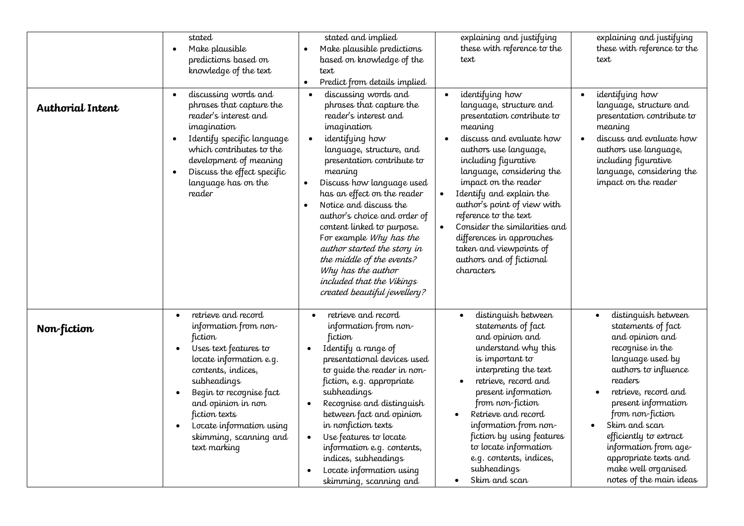| | | | | |
|---|---|---|---|---|
| | stated<br>• Make plausible predictions based on knowledge of the text | stated and implied<br>• Make plausible predictions based on knowledge of the text<br>• Predict from details implied | explaining and justifying these with reference to the text | explaining and justifying these with reference to the text |
| **Authorial Intent** | • discussing words and phrases that capture the reader's interest and imagination<br>• Identify specific language which contributes to the development of meaning<br>• Discuss the effect specific language has on the reader | • discussing words and phrases that capture the reader's interest and imagination<br>• identifying how language, structure, and presentation contribute to meaning<br>• Discuss how language used has an effect on the reader<br>• Notice and discuss the author's choice and order of content linked to purpose. For example *Why has the author started the story in the middle of the events? Why has the author included that the Vikings created beautiful jewellery?* | • identifying how language, structure and presentation contribute to meaning<br>• discuss and evaluate how authors use language, including figurative language, considering the impact on the reader<br>• Identify and explain the author's point of view with reference to the text<br>• Consider the similarities and differences in approaches taken and viewpoints of authors and of fictional characters | • identifying how language, structure and presentation contribute to meaning<br>• discuss and evaluate how authors use language, including figurative language, considering the impact on the reader |
| **Non-fiction** | • retrieve and record information from non-fiction<br>• Uses text features to locate information e.g. contents, indices, subheadings<br>• Begin to recognise fact and opinion in non fiction texts<br>• Locate information using skimming, scanning and text marking | • retrieve and record information from non-fiction<br>• Identify a range of presentational devices used to guide the reader in non-fiction, e.g. appropriate subheadings<br>• Recognise and distinguish between fact and opinion in nonfiction texts<br>• Use features to locate information e.g. contents, indices, subheadings<br>• Locate information using skimming, scanning and | • distinguish between statements of fact and opinion and understand why this is important to interpreting the text<br>• retrieve, record and present information from non-fiction<br>• Retrieve and record information from non-fiction by using features to locate information e.g. contents, indices, subheadings<br>• Skim and scan | • distinguish between statements of fact and opinion and recognise in the language used by authors to influence readers<br>• retrieve, record and present information from non-fiction<br>• Skim and scan efficiently to extract information from age-appropriate texts and make well organised notes of the main ideas |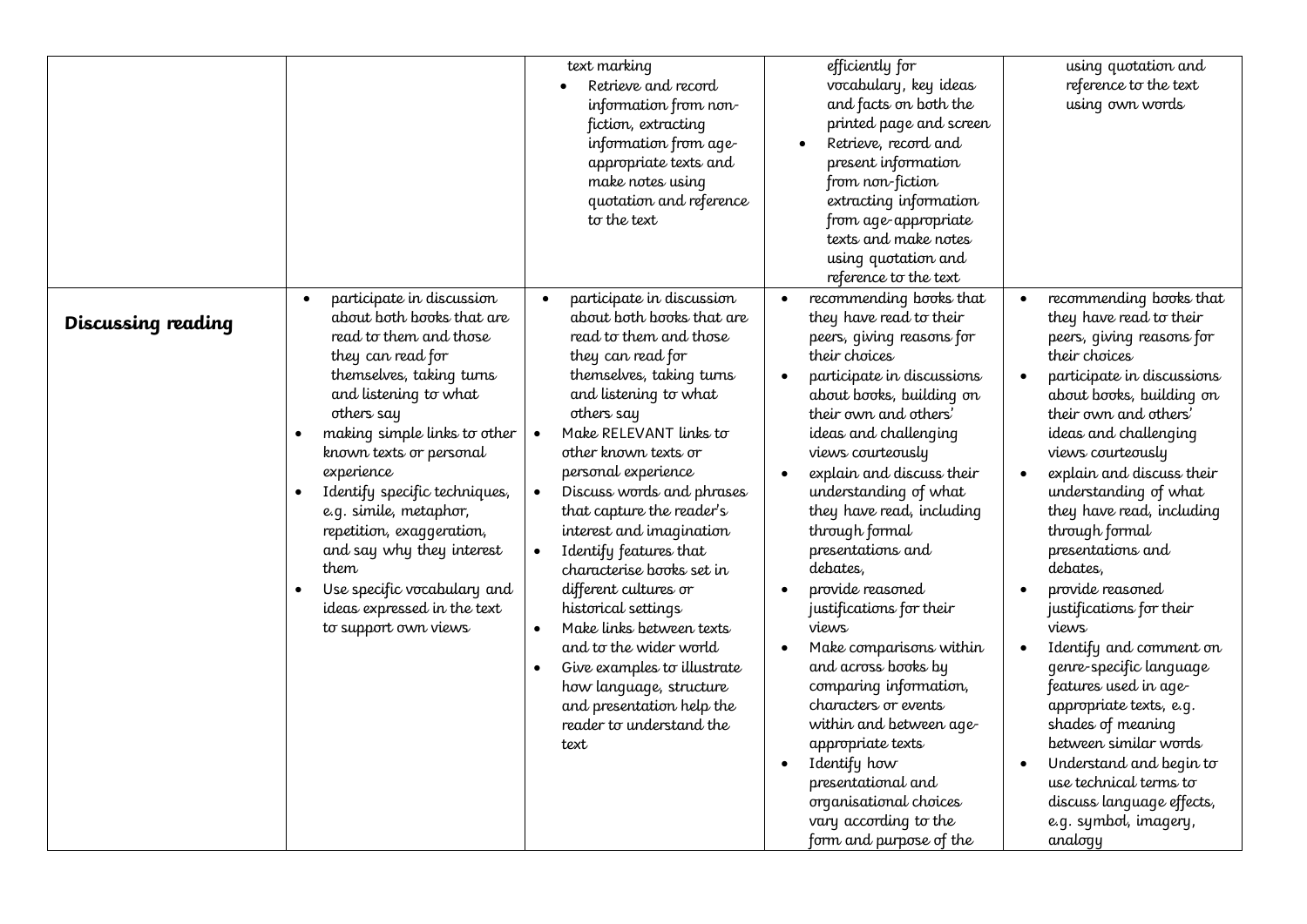| | | | | |
|---|---|---|---|---|
| | | text marking<br>• Retrieve and record information from non-fiction, extracting information from age-appropriate texts and make notes using quotation and reference to the text | efficiently for vocabulary, key ideas and facts on both the printed page and screen<br>• Retrieve, record and present information from non-fiction extracting information from age-appropriate texts and make notes using quotation and reference to the text | using quotation and reference to the text using own words |
| **Discussing reading** | • participate in discussion about both books that are read to them and those they can read for themselves, taking turns and listening to what others say<br>• making simple links to other known texts or personal experience<br>• Identify specific techniques, e.g. simile, metaphor, repetition, exaggeration, and say why they interest them<br>• Use specific vocabulary and ideas expressed in the text to support own views | • participate in discussion about both books that are read to them and those they can read for themselves, taking turns and listening to what others say<br>• Make RELEVANT links to other known texts or personal experience<br>• Discuss words and phrases that capture the reader's interest and imagination<br>• Identify features that characterise books set in different cultures or historical settings<br>• Make links between texts and to the wider world<br>• Give examples to illustrate how language, structure and presentation help the reader to understand the text | • recommending books that they have read to their peers, giving reasons for their choices<br>• participate in discussions about books, building on their own and others' ideas and challenging views courteously<br>• explain and discuss their understanding of what they have read, including through formal presentations and debates,<br>• provide reasoned justifications for their views<br>• Make comparisons within and across books by comparing information, characters or events within and between age-appropriate texts<br>• Identify how presentational and organisational choices vary according to the form and purpose of the | • recommending books that they have read to their peers, giving reasons for their choices<br>• participate in discussions about books, building on their own and others' ideas and challenging views courteously<br>• explain and discuss their understanding of what they have read, including through formal presentations and debates,<br>• provide reasoned justifications for their views<br>• Identify and comment on genre-specific language features used in age-appropriate texts, e.g. shades of meaning between similar words<br>• Understand and begin to use technical terms to discuss language effects, e.g. symbol, imagery, analogy |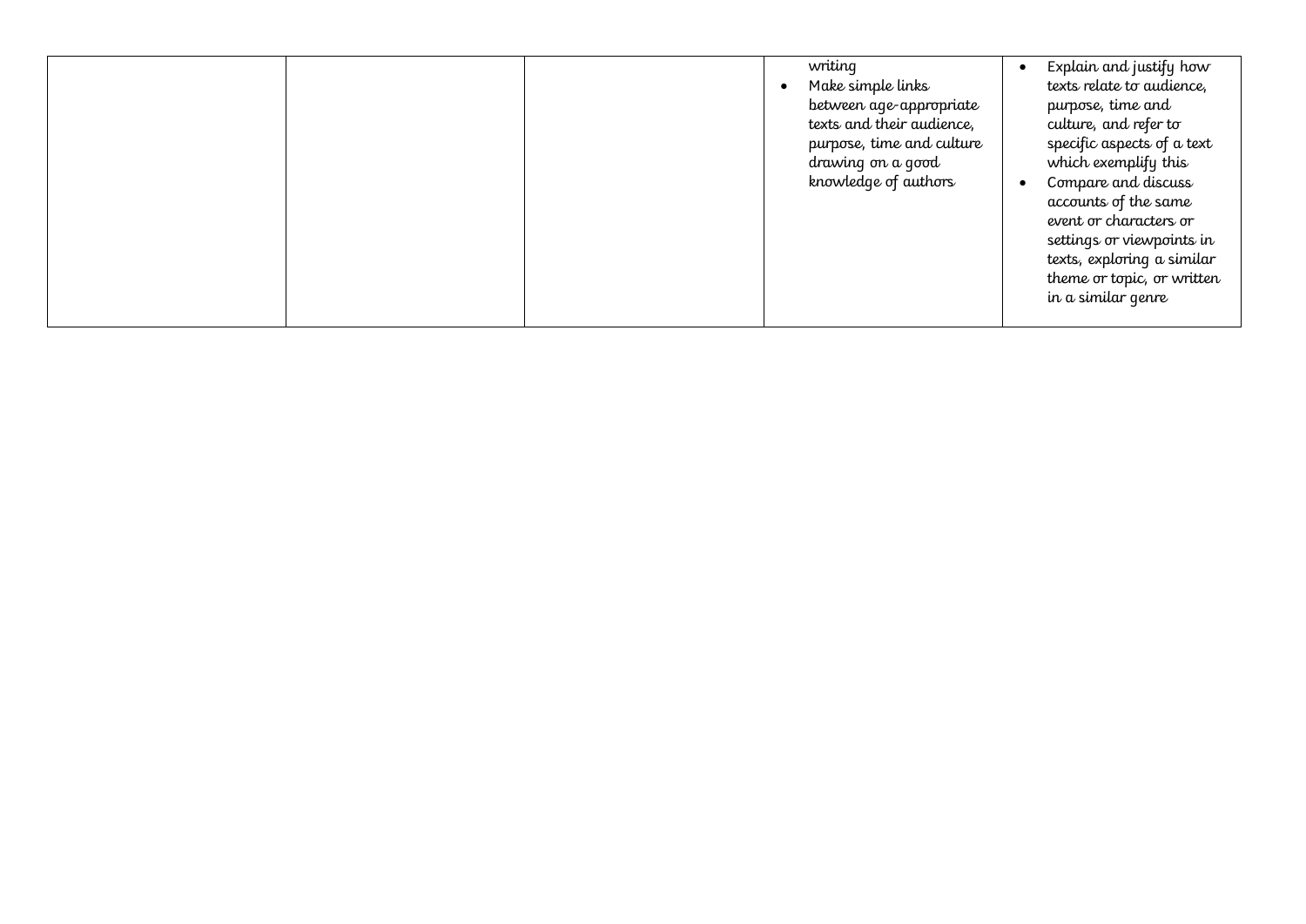| | | | | |
|---|---|---|---|---|
| | | | writing<br>• Make simple links between age-appropriate texts and their audience, purpose, time and culture drawing on a good knowledge of authors | • Explain and justify how texts relate to audience, purpose, time and culture, and refer to specific aspects of a text which exemplify this<br>• Compare and discuss accounts of the same event or characters or settings or viewpoints in texts, exploring a similar theme or topic, or written in a similar genre |